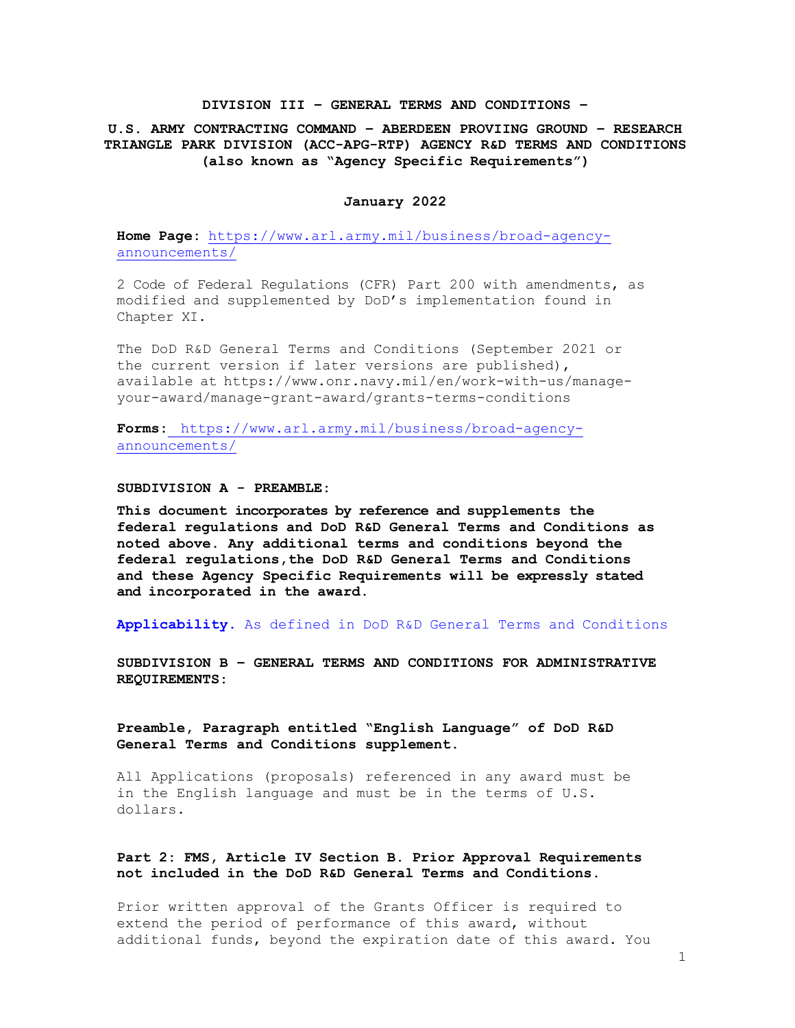# DIVISION III – GENERAL TERMS AND CONDITIONS –

## U.S. ARMY CONTRACTING COMMAND – ABERDEEN PROVIING GROUND – RESEARCH TRIANGLE PARK DIVISION (ACC-APG-RTP) AGENCY R&D TERMS AND CONDITIONS (also known as "Agency Specific Requirements")

**January 2022**

**Home Page:** https://www.arl.army.mil/business/broad-agency-announcements/

2 Code of Federal Regulations (CFR) Part 200 with amendments, as modified and supplemented by DoD's implementation found in Chapter XI.

The DoD R&D General Terms and Conditions (September 2021 or the current version if later versions are published), available at https://www.onr.navy.mil/en/work-with-us/manage-your-award/manage-grant-award/grants-terms-conditions

**Forms:** https://www.arl.army.mil/business/broad-agency-announcements/

**SUBDIVISION A - PREAMBLE:**

**This document incorporates by reference and supplements the federal regulations and DoD R&D General Terms and Conditions as noted above. Any additional terms and conditions beyond the federal regulations,the DoD R&D General Terms and Conditions and these Agency Specific Requirements will be expressly stated and incorporated in the award.**

**Applicability.** As defined in DoD R&D General Terms and Conditions

**SUBDIVISION B – GENERAL TERMS AND CONDITIONS FOR ADMINISTRATIVE REQUIREMENTS:**

**Preamble, Paragraph entitled "English Language" of DoD R&D General Terms and Conditions supplement.**

All Applications (proposals) referenced in any award must be in the English language and must be in the terms of U.S. dollars.

**Part 2: FMS, Article IV Section B. Prior Approval Requirements not included in the DoD R&D General Terms and Conditions.**

Prior written approval of the Grants Officer is required to extend the period of performance of this award, without additional funds, beyond the expiration date of this award. You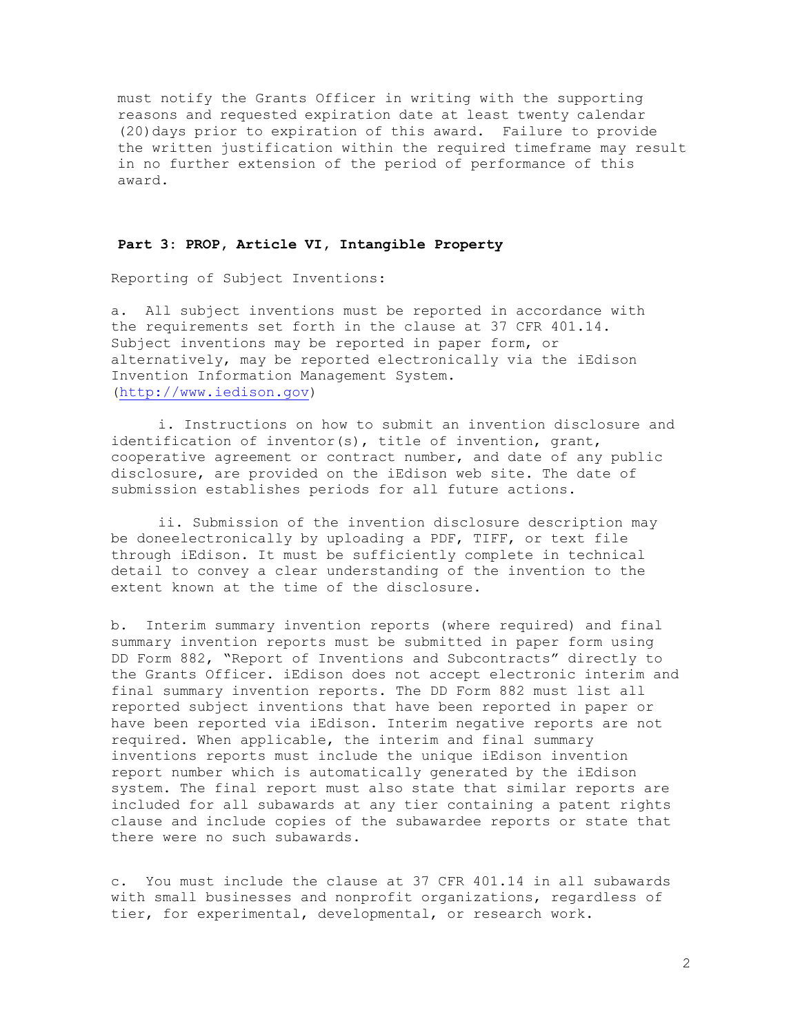must notify the Grants Officer in writing with the supporting reasons and requested expiration date at least twenty calendar (20)days prior to expiration of this award. Failure to provide the written justification within the required timeframe may result in no further extension of the period of performance of this award.

**Part 3: PROP, Article VI, Intangible Property**

Reporting of Subject Inventions:

a. All subject inventions must be reported in accordance with the requirements set forth in the clause at 37 CFR 401.14. Subject inventions may be reported in paper form, or alternatively, may be reported electronically via the iEdison Invention Information Management System. (http://www.iedison.gov)

i. Instructions on how to submit an invention disclosure and identification of inventor(s), title of invention, grant, cooperative agreement or contract number, and date of any public disclosure, are provided on the iEdison web site. The date of submission establishes periods for all future actions.

ii. Submission of the invention disclosure description may be doneelectronically by uploading a PDF, TIFF, or text file through iEdison. It must be sufficiently complete in technical detail to convey a clear understanding of the invention to the extent known at the time of the disclosure.

b. Interim summary invention reports (where required) and final summary invention reports must be submitted in paper form using DD Form 882, "Report of Inventions and Subcontracts" directly to the Grants Officer. iEdison does not accept electronic interim and final summary invention reports. The DD Form 882 must list all reported subject inventions that have been reported in paper or have been reported via iEdison. Interim negative reports are not required. When applicable, the interim and final summary inventions reports must include the unique iEdison invention report number which is automatically generated by the iEdison system. The final report must also state that similar reports are included for all subawards at any tier containing a patent rights clause and include copies of the subawardee reports or state that there were no such subawards.

c. You must include the clause at 37 CFR 401.14 in all subawards with small businesses and nonprofit organizations, regardless of tier, for experimental, developmental, or research work.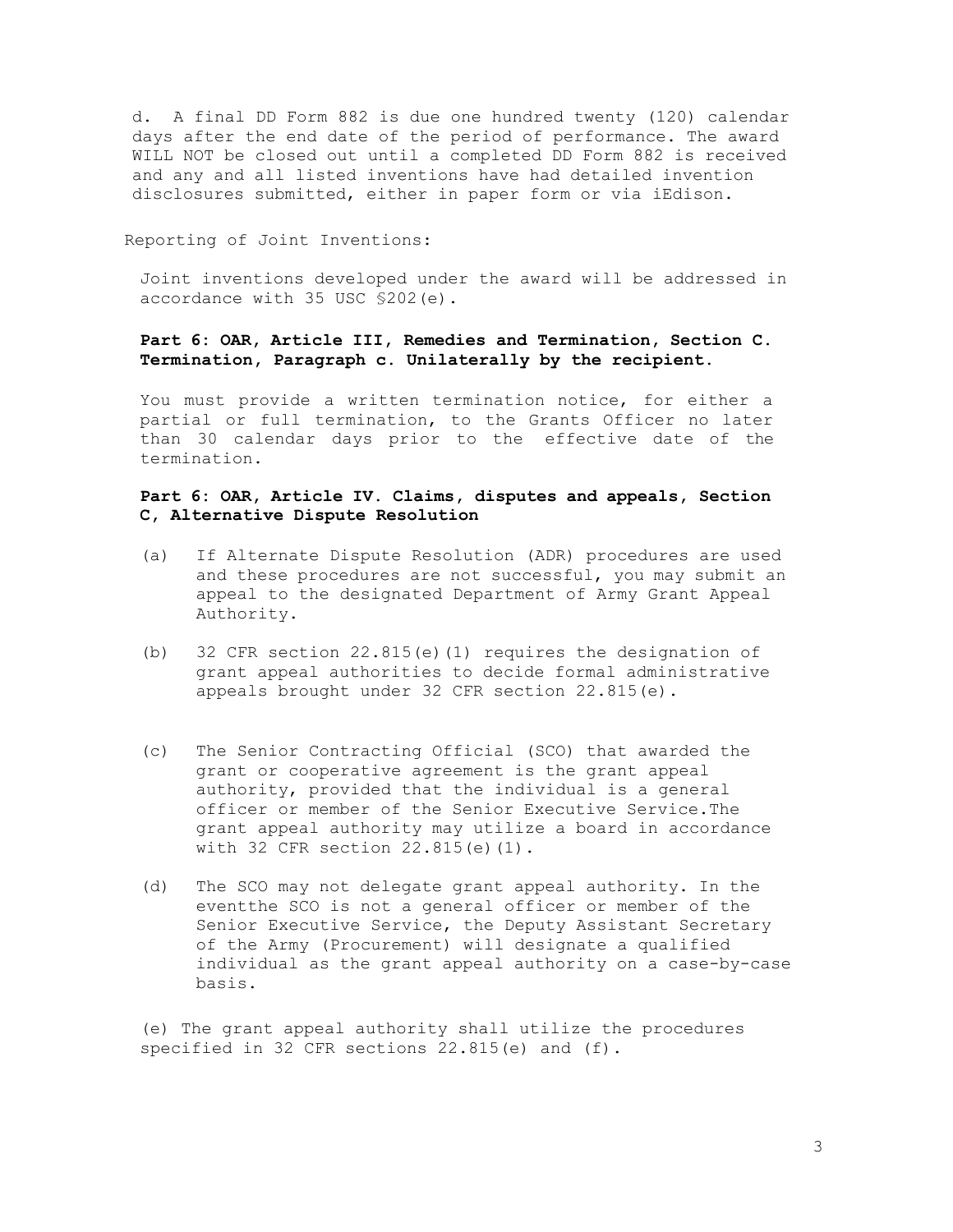d. A final DD Form 882 is due one hundred twenty (120) calendar days after the end date of the period of performance. The award WILL NOT be closed out until a completed DD Form 882 is received and any and all listed inventions have had detailed invention disclosures submitted, either in paper form or via iEdison.

Reporting of Joint Inventions:

Joint inventions developed under the award will be addressed in accordance with 35 USC §202(e).

**Part 6: OAR, Article III, Remedies and Termination, Section C. Termination, Paragraph c. Unilaterally by the recipient.**

You must provide a written termination notice, for either a partial or full termination, to the Grants Officer no later than 30 calendar days prior to the effective date of the termination.

**Part 6: OAR, Article IV. Claims, disputes and appeals, Section C, Alternative Dispute Resolution**

(a) If Alternate Dispute Resolution (ADR) procedures are used and these procedures are not successful, you may submit an appeal to the designated Department of Army Grant Appeal Authority.

(b) 32 CFR section 22.815(e)(1) requires the designation of grant appeal authorities to decide formal administrative appeals brought under 32 CFR section 22.815(e).

(c) The Senior Contracting Official (SCO) that awarded the grant or cooperative agreement is the grant appeal authority, provided that the individual is a general officer or member of the Senior Executive Service.The grant appeal authority may utilize a board in accordance with 32 CFR section 22.815(e)(1).

(d) The SCO may not delegate grant appeal authority. In the eventthe SCO is not a general officer or member of the Senior Executive Service, the Deputy Assistant Secretary of the Army (Procurement) will designate a qualified individual as the grant appeal authority on a case-by-case basis.

(e) The grant appeal authority shall utilize the procedures specified in 32 CFR sections 22.815(e) and (f).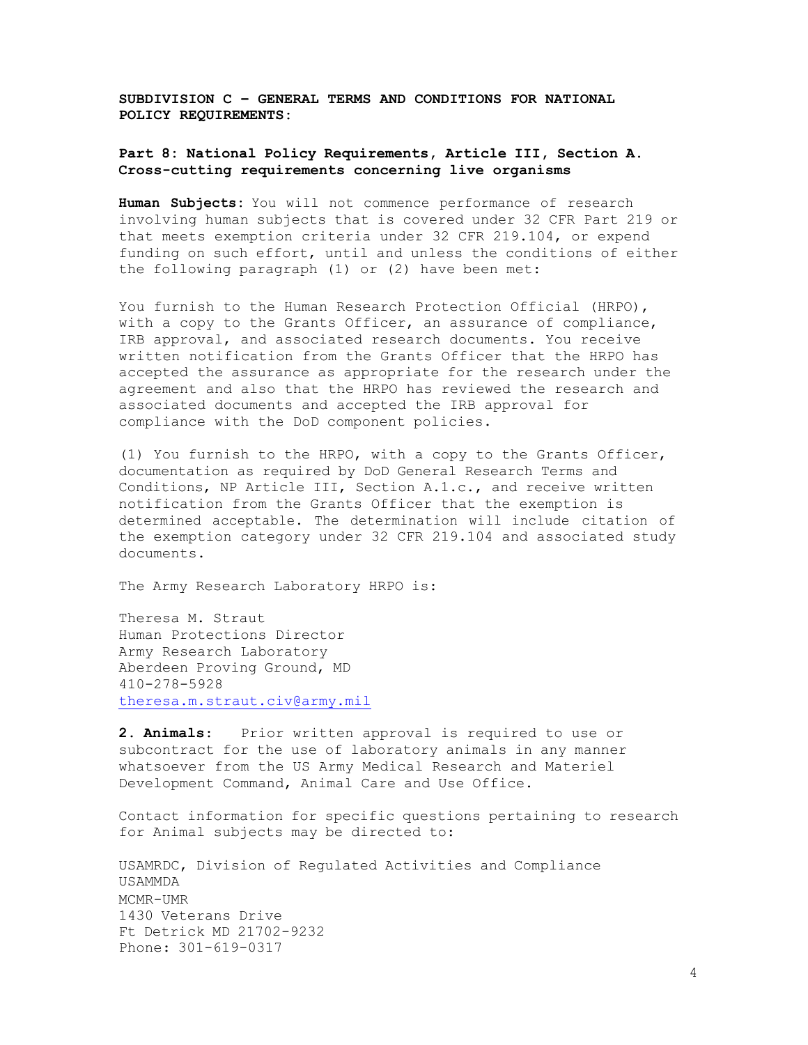**SUBDIVISION C – GENERAL TERMS AND CONDITIONS FOR NATIONAL POLICY REQUIREMENTS:**

**Part 8: National Policy Requirements, Article III, Section A. Cross-cutting requirements concerning live organisms**

**Human Subjects:** You will not commence performance of research involving human subjects that is covered under 32 CFR Part 219 or that meets exemption criteria under 32 CFR 219.104, or expend funding on such effort, until and unless the conditions of either the following paragraph (1) or (2) have been met:

You furnish to the Human Research Protection Official (HRPO), with a copy to the Grants Officer, an assurance of compliance, IRB approval, and associated research documents. You receive written notification from the Grants Officer that the HRPO has accepted the assurance as appropriate for the research under the agreement and also that the HRPO has reviewed the research and associated documents and accepted the IRB approval for compliance with the DoD component policies.

(1) You furnish to the HRPO, with a copy to the Grants Officer, documentation as required by DoD General Research Terms and Conditions, NP Article III, Section A.1.c., and receive written notification from the Grants Officer that the exemption is determined acceptable. The determination will include citation of the exemption category under 32 CFR 219.104 and associated study documents.

The Army Research Laboratory HRPO is:

Theresa M. Straut
Human Protections Director
Army Research Laboratory
Aberdeen Proving Ground, MD
410-278-5928
theresa.m.straut.civ@army.mil

**2. Animals:** Prior written approval is required to use or subcontract for the use of laboratory animals in any manner whatsoever from the US Army Medical Research and Materiel Development Command, Animal Care and Use Office.

Contact information for specific questions pertaining to research for Animal subjects may be directed to:

USAMRDC, Division of Regulated Activities and Compliance
USAMMDA
MCMR-UMR
1430 Veterans Drive
Ft Detrick MD 21702-9232
Phone: 301-619-0317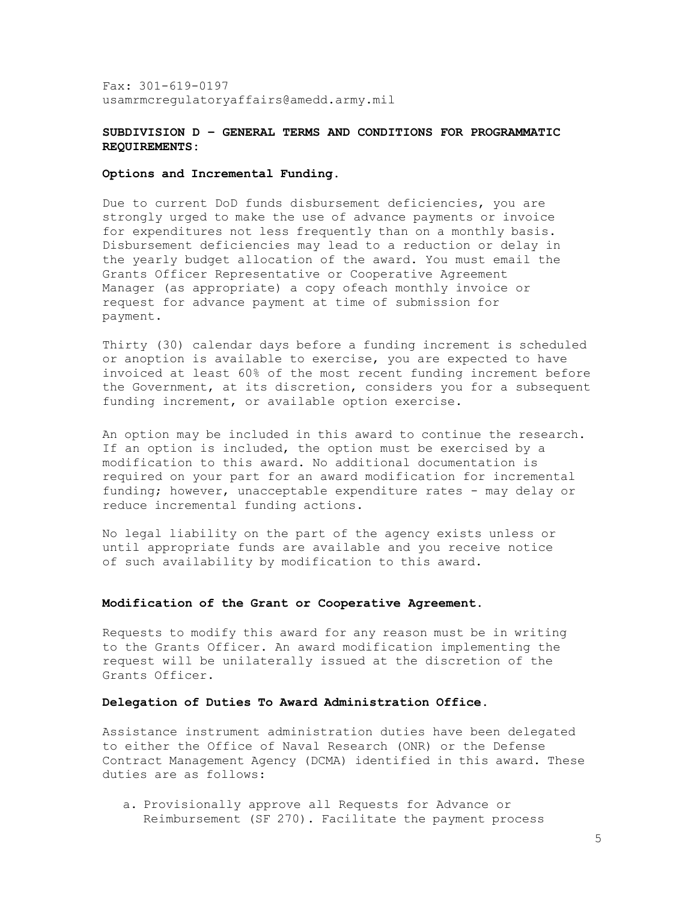Fax: 301-619-0197
usamrmcregulatoryaffairs@amedd.army.mil

**SUBDIVISION D – GENERAL TERMS AND CONDITIONS FOR PROGRAMMATIC REQUIREMENTS:**

**Options and Incremental Funding.**

Due to current DoD funds disbursement deficiencies, you are strongly urged to make the use of advance payments or invoice for expenditures not less frequently than on a monthly basis. Disbursement deficiencies may lead to a reduction or delay in the yearly budget allocation of the award. You must email the Grants Officer Representative or Cooperative Agreement Manager (as appropriate) a copy ofeach monthly invoice or request for advance payment at time of submission for payment.

Thirty (30) calendar days before a funding increment is scheduled or anoption is available to exercise, you are expected to have invoiced at least 60% of the most recent funding increment before the Government, at its discretion, considers you for a subsequent funding increment, or available option exercise.

An option may be included in this award to continue the research. If an option is included, the option must be exercised by a modification to this award. No additional documentation is required on your part for an award modification for incremental funding; however, unacceptable expenditure rates - may delay or reduce incremental funding actions.

No legal liability on the part of the agency exists unless or until appropriate funds are available and you receive notice of such availability by modification to this award.

**Modification of the Grant or Cooperative Agreement.**

Requests to modify this award for any reason must be in writing to the Grants Officer. An award modification implementing the request will be unilaterally issued at the discretion of the Grants Officer.

**Delegation of Duties To Award Administration Office.**

Assistance instrument administration duties have been delegated to either the Office of Naval Research (ONR) or the Defense Contract Management Agency (DCMA) identified in this award. These duties are as follows:

a. Provisionally approve all Requests for Advance or Reimbursement (SF 270). Facilitate the payment process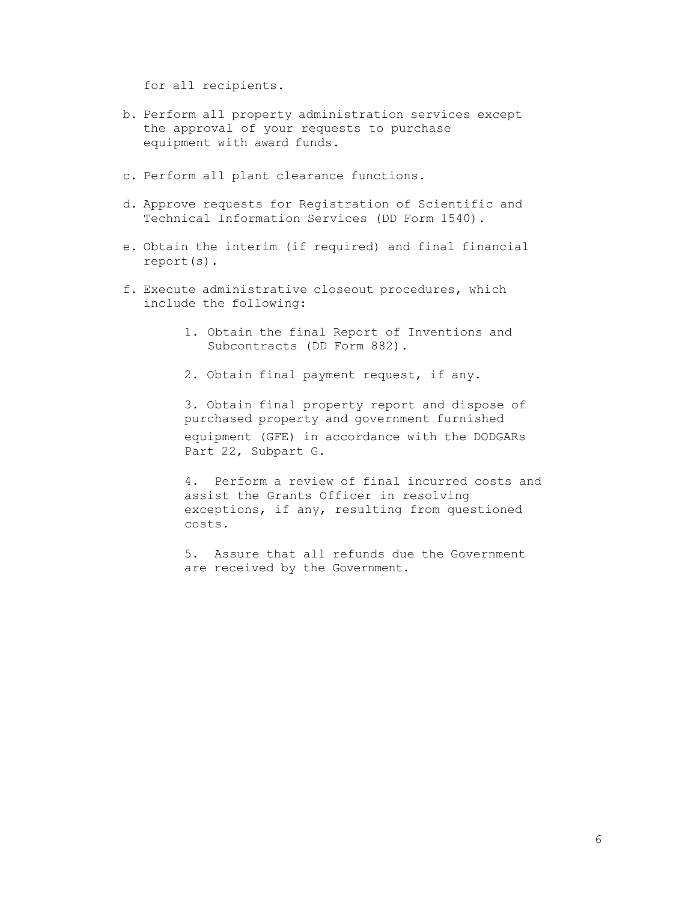for all recipients.

b. Perform all property administration services except the approval of your requests to purchase equipment with award funds.

c. Perform all plant clearance functions.

d. Approve requests for Registration of Scientific and Technical Information Services (DD Form 1540).

e. Obtain the interim (if required) and final financial report(s).

f. Execute administrative closeout procedures, which include the following:

   1. Obtain the final Report of Inventions and Subcontracts (DD Form 882).

   2. Obtain final payment request, if any.

   3. Obtain final property report and dispose of purchased property and government furnished equipment (GFE) in accordance with the DODGARs Part 22, Subpart G.

   4. Perform a review of final incurred costs and assist the Grants Officer in resolving exceptions, if any, resulting from questioned costs.

   5. Assure that all refunds due the Government are received by the Government.